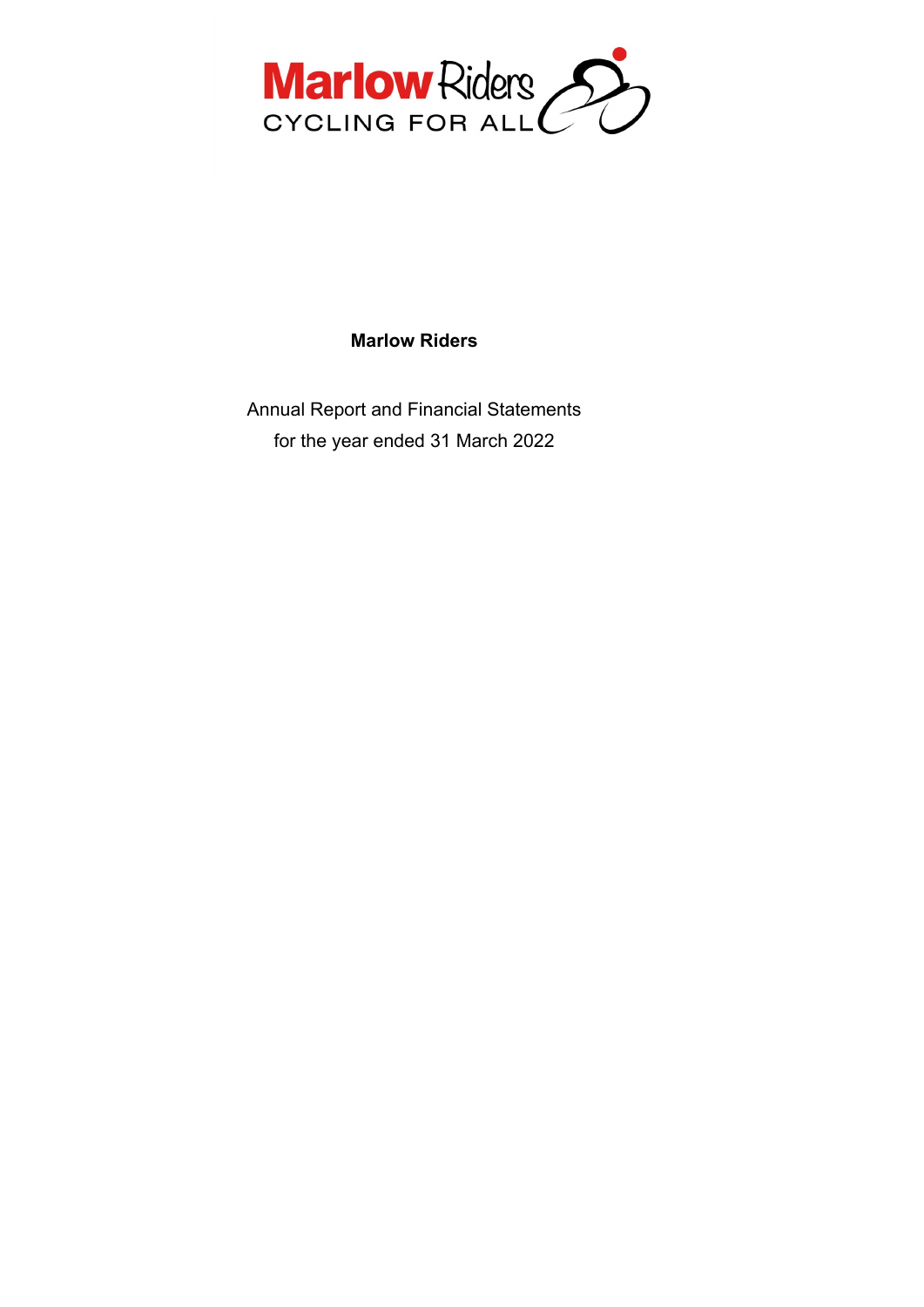Marlow Riders

CYCLING FOR ALL

# Marlow Riders

Annual Report and Financial Statements

for the year ended 31 March 2022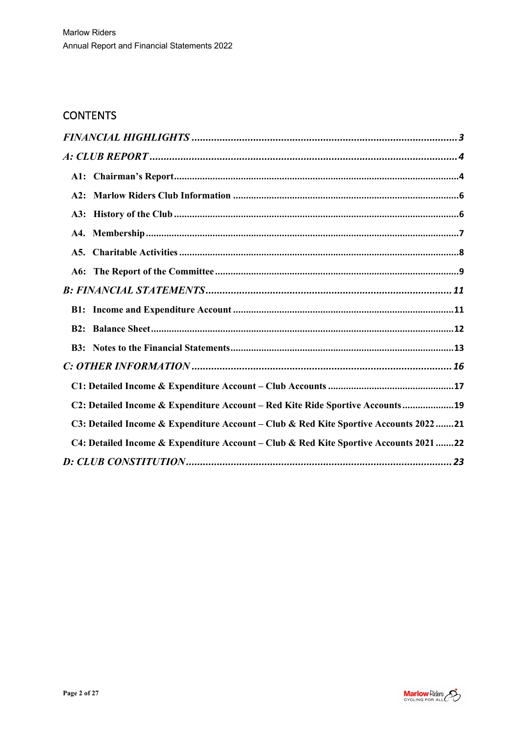## CONTENTS

*FINANCIAL HIGHLIGHTS* ..... 3

*A: CLUB REPORT* ..... 4

- **A1: Chairman's Report** ..... 4
- **A2: Marlow Riders Club Information** ..... 6
- **A3: History of the Club** ..... 6
- **A4. Membership** ..... 7
- **A5. Charitable Activities** ..... 8
- **A6: The Report of the Committee** ..... 9

*B: FINANCIAL STATEMENTS* ..... 11

- **B1: Income and Expenditure Account** ..... 11
- **B2: Balance Sheet** ..... 12
- **B3: Notes to the Financial Statements** ..... 13

*C: OTHER INFORMATION* ..... 16

- **C1: Detailed Income & Expenditure Account – Club Accounts** ..... 17
- **C2: Detailed Income & Expenditure Account – Red Kite Ride Sportive Accounts** ..... 19
- **C3: Detailed Income & Expenditure Account – Club & Red Kite Sportive Accounts 2022** ..... 21
- **C4: Detailed Income & Expenditure Account – Club & Red Kite Sportive Accounts 2021** ..... 22

*D: CLUB CONSTITUTION* ..... 23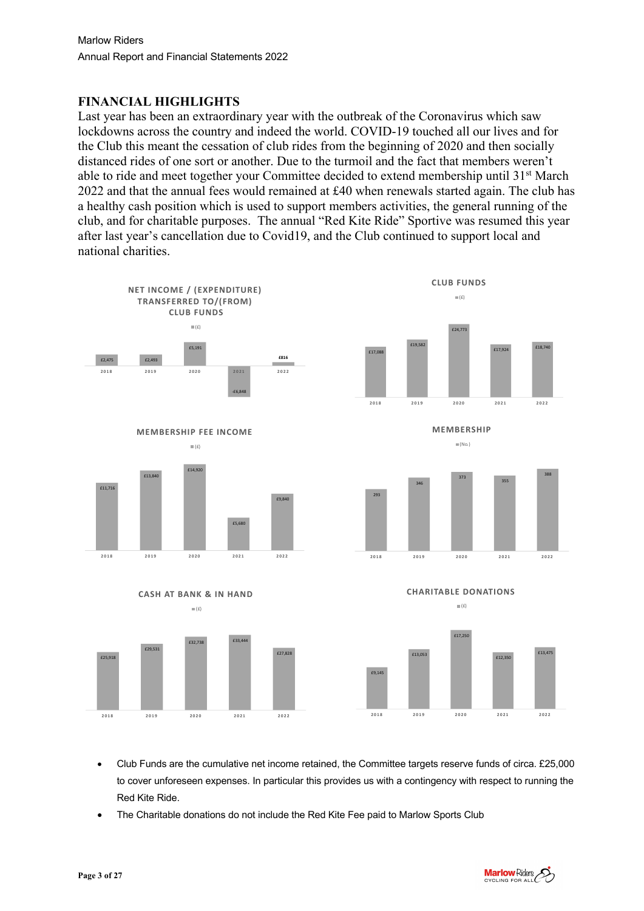## FINANCIAL HIGHLIGHTS

Last year has been an extraordinary year with the outbreak of the Coronavirus which saw lockdowns across the country and indeed the world. COVID-19 touched all our lives and for the Club this meant the cessation of club rides from the beginning of 2020 and then socially distanced rides of one sort or another. Due to the turmoil and the fact that members weren't able to ride and meet together your Committee decided to extend membership until 31st March 2022 and that the annual fees would remained at £40 when renewals started again. The club has a healthy cash position which is used to support members activities, the general running of the club, and for charitable purposes. The annual "Red Kite Ride" Sportive was resumed this year after last year's cancellation due to Covid19, and the Club continued to support local and national charities.

**NET INCOME / (EXPENDITURE) TRANSFERRED TO/(FROM) CLUB FUNDS** (£)

| 2018 | 2019 | 2020 | 2021 | 2022 |
|---|---|---|---|---|
| £2,475 | £2,493 | £5,191 | -£6,848 | £816 |

**CLUB FUNDS** (£)

| 2018 | 2019 | 2020 | 2021 | 2022 |
|---|---|---|---|---|
| £17,088 | £19,582 | £24,773 | £17,924 | £18,740 |

**MEMBERSHIP FEE INCOME** (£)

| 2018 | 2019 | 2020 | 2021 | 2022 |
|---|---|---|---|---|
| £11,716 | £13,840 | £14,920 | £5,680 | £9,840 |

**MEMBERSHIP** (No.)

| 2018 | 2019 | 2020 | 2021 | 2022 |
|---|---|---|---|---|
| 293 | 346 | 373 | 355 | 388 |

**CASH AT BANK & IN HAND** (£)

| 2018 | 2019 | 2020 | 2021 | 2022 |
|---|---|---|---|---|
| £25,918 | £29,531 | £32,738 | £33,444 | £27,828 |

**CHARITABLE DONATIONS** (£)

| 2018 | 2019 | 2020 | 2021 | 2022 |
|---|---|---|---|---|
| £9,145 | £13,053 | £17,250 | £12,350 | £13,475 |

- Club Funds are the cumulative net income retained, the Committee targets reserve funds of circa. £25,000 to cover unforeseen expenses. In particular this provides us with a contingency with respect to running the Red Kite Ride.
- The Charitable donations do not include the Red Kite Fee paid to Marlow Sports Club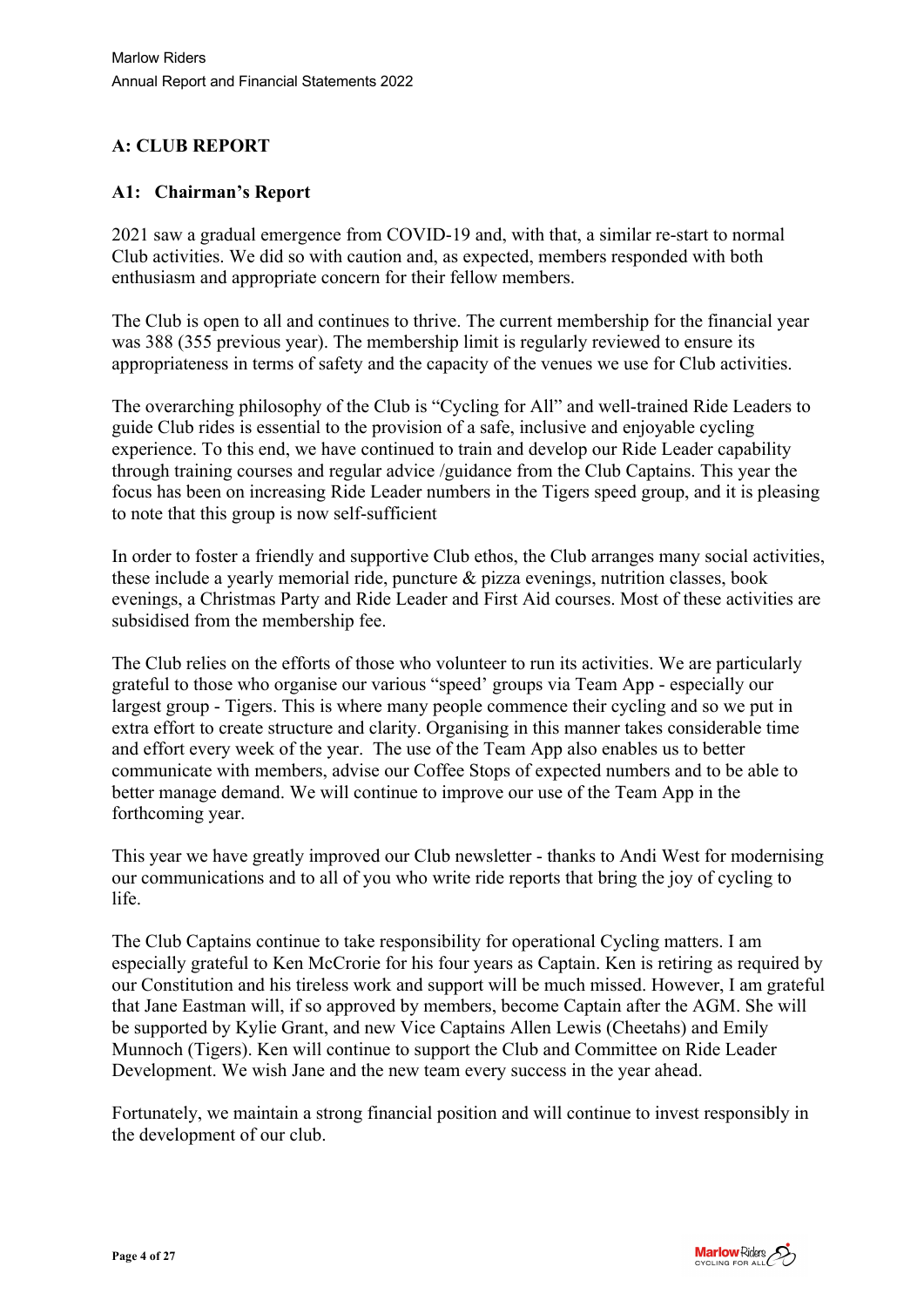## A: CLUB REPORT

### A1: Chairman's Report

2021 saw a gradual emergence from COVID-19 and, with that, a similar re-start to normal Club activities. We did so with caution and, as expected, members responded with both enthusiasm and appropriate concern for their fellow members.

The Club is open to all and continues to thrive. The current membership for the financial year was 388 (355 previous year). The membership limit is regularly reviewed to ensure its appropriateness in terms of safety and the capacity of the venues we use for Club activities.

The overarching philosophy of the Club is "Cycling for All" and well-trained Ride Leaders to guide Club rides is essential to the provision of a safe, inclusive and enjoyable cycling experience. To this end, we have continued to train and develop our Ride Leader capability through training courses and regular advice /guidance from the Club Captains. This year the focus has been on increasing Ride Leader numbers in the Tigers speed group, and it is pleasing to note that this group is now self-sufficient

In order to foster a friendly and supportive Club ethos, the Club arranges many social activities, these include a yearly memorial ride, puncture & pizza evenings, nutrition classes, book evenings, a Christmas Party and Ride Leader and First Aid courses. Most of these activities are subsidised from the membership fee.

The Club relies on the efforts of those who volunteer to run its activities. We are particularly grateful to those who organise our various "speed' groups via Team App - especially our largest group - Tigers. This is where many people commence their cycling and so we put in extra effort to create structure and clarity. Organising in this manner takes considerable time and effort every week of the year. The use of the Team App also enables us to better communicate with members, advise our Coffee Stops of expected numbers and to be able to better manage demand. We will continue to improve our use of the Team App in the forthcoming year.

This year we have greatly improved our Club newsletter - thanks to Andi West for modernising our communications and to all of you who write ride reports that bring the joy of cycling to life.

The Club Captains continue to take responsibility for operational Cycling matters. I am especially grateful to Ken McCrorie for his four years as Captain. Ken is retiring as required by our Constitution and his tireless work and support will be much missed. However, I am grateful that Jane Eastman will, if so approved by members, become Captain after the AGM. She will be supported by Kylie Grant, and new Vice Captains Allen Lewis (Cheetahs) and Emily Munnoch (Tigers). Ken will continue to support the Club and Committee on Ride Leader Development. We wish Jane and the new team every success in the year ahead.

Fortunately, we maintain a strong financial position and will continue to invest responsibly in the development of our club.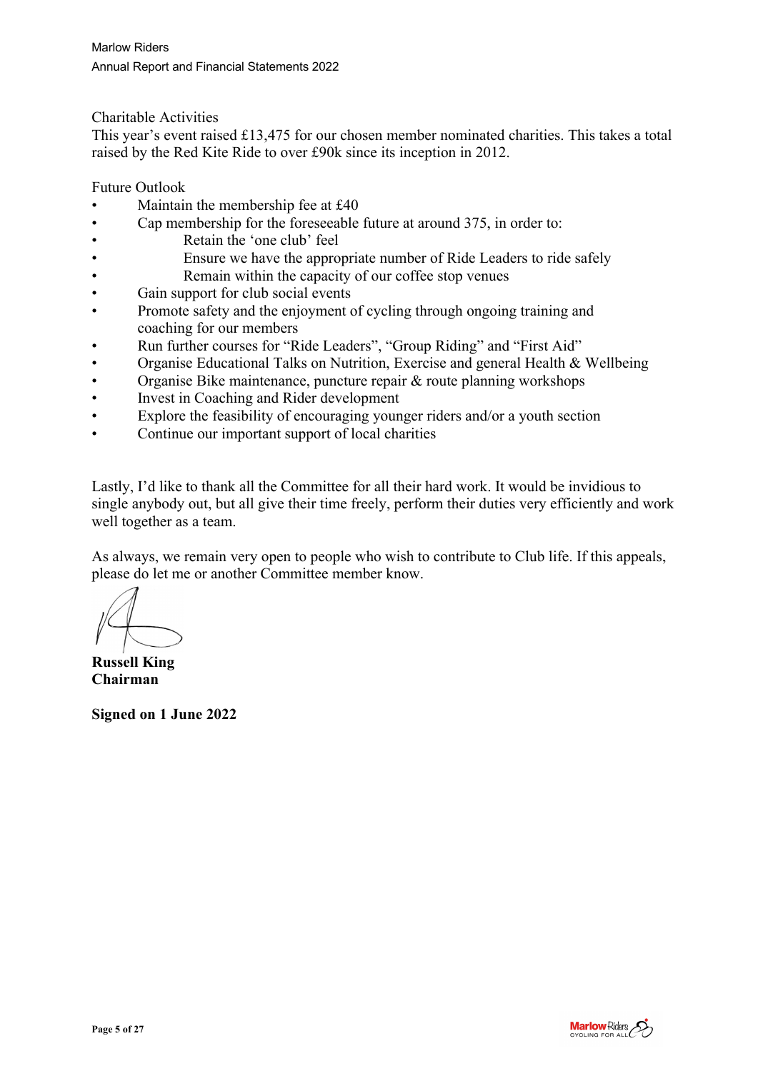## Charitable Activities

This year's event raised £13,475 for our chosen member nominated charities. This takes a total raised by the Red Kite Ride to over £90k since its inception in 2012.

## Future Outlook

- Maintain the membership fee at £40
- Cap membership for the foreseeable future at around 375, in order to:
    - Retain the 'one club' feel
    - Ensure we have the appropriate number of Ride Leaders to ride safely
    - Remain within the capacity of our coffee stop venues
- Gain support for club social events
- Promote safety and the enjoyment of cycling through ongoing training and coaching for our members
- Run further courses for "Ride Leaders", "Group Riding" and "First Aid"
- Organise Educational Talks on Nutrition, Exercise and general Health & Wellbeing
- Organise Bike maintenance, puncture repair & route planning workshops
- Invest in Coaching and Rider development
- Explore the feasibility of encouraging younger riders and/or a youth section
- Continue our important support of local charities

Lastly, I'd like to thank all the Committee for all their hard work. It would be invidious to single anybody out, but all give their time freely, perform their duties very efficiently and work well together as a team.

As always, we remain very open to people who wish to contribute to Club life. If this appeals, please do let me or another Committee member know.

**Russell King**
**Chairman**

**Signed on 1 June 2022**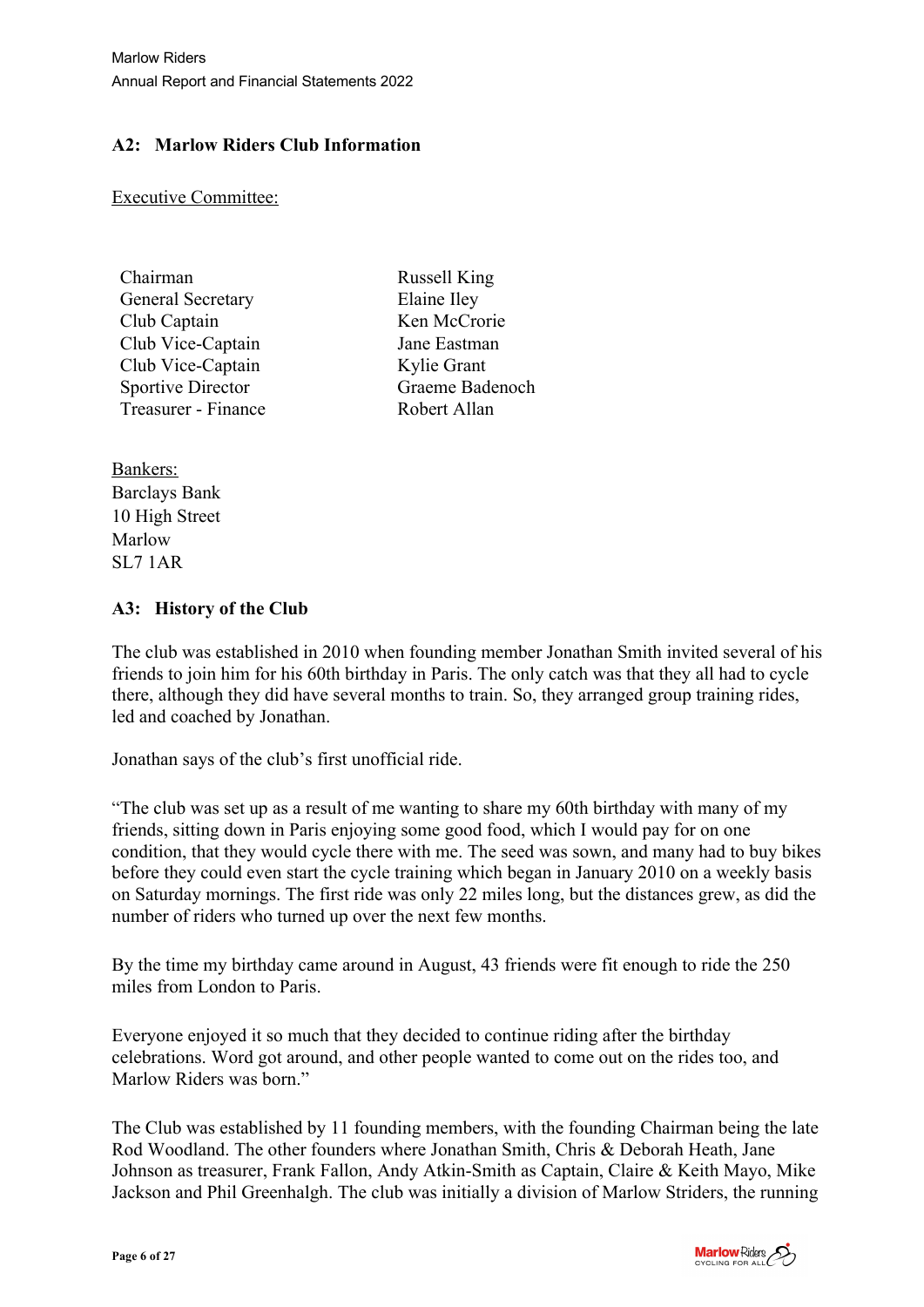## A2: Marlow Riders Club Information

Executive Committee:

| | |
|---|---|
| Chairman | Russell King |
| General Secretary | Elaine Iley |
| Club Captain | Ken McCrorie |
| Club Vice-Captain | Jane Eastman |
| Club Vice-Captain | Kylie Grant |
| Sportive Director | Graeme Badenoch |
| Treasurer - Finance | Robert Allan |

Bankers:
Barclays Bank
10 High Street
Marlow
SL7 1AR

## A3: History of the Club

The club was established in 2010 when founding member Jonathan Smith invited several of his friends to join him for his 60th birthday in Paris. The only catch was that they all had to cycle there, although they did have several months to train. So, they arranged group training rides, led and coached by Jonathan.

Jonathan says of the club's first unofficial ride.

"The club was set up as a result of me wanting to share my 60th birthday with many of my friends, sitting down in Paris enjoying some good food, which I would pay for on one condition, that they would cycle there with me. The seed was sown, and many had to buy bikes before they could even start the cycle training which began in January 2010 on a weekly basis on Saturday mornings. The first ride was only 22 miles long, but the distances grew, as did the number of riders who turned up over the next few months.

By the time my birthday came around in August, 43 friends were fit enough to ride the 250 miles from London to Paris.

Everyone enjoyed it so much that they decided to continue riding after the birthday celebrations. Word got around, and other people wanted to come out on the rides too, and Marlow Riders was born."

The Club was established by 11 founding members, with the founding Chairman being the late Rod Woodland. The other founders where Jonathan Smith, Chris & Deborah Heath, Jane Johnson as treasurer, Frank Fallon, Andy Atkin-Smith as Captain, Claire & Keith Mayo, Mike Jackson and Phil Greenhalgh. The club was initially a division of Marlow Striders, the running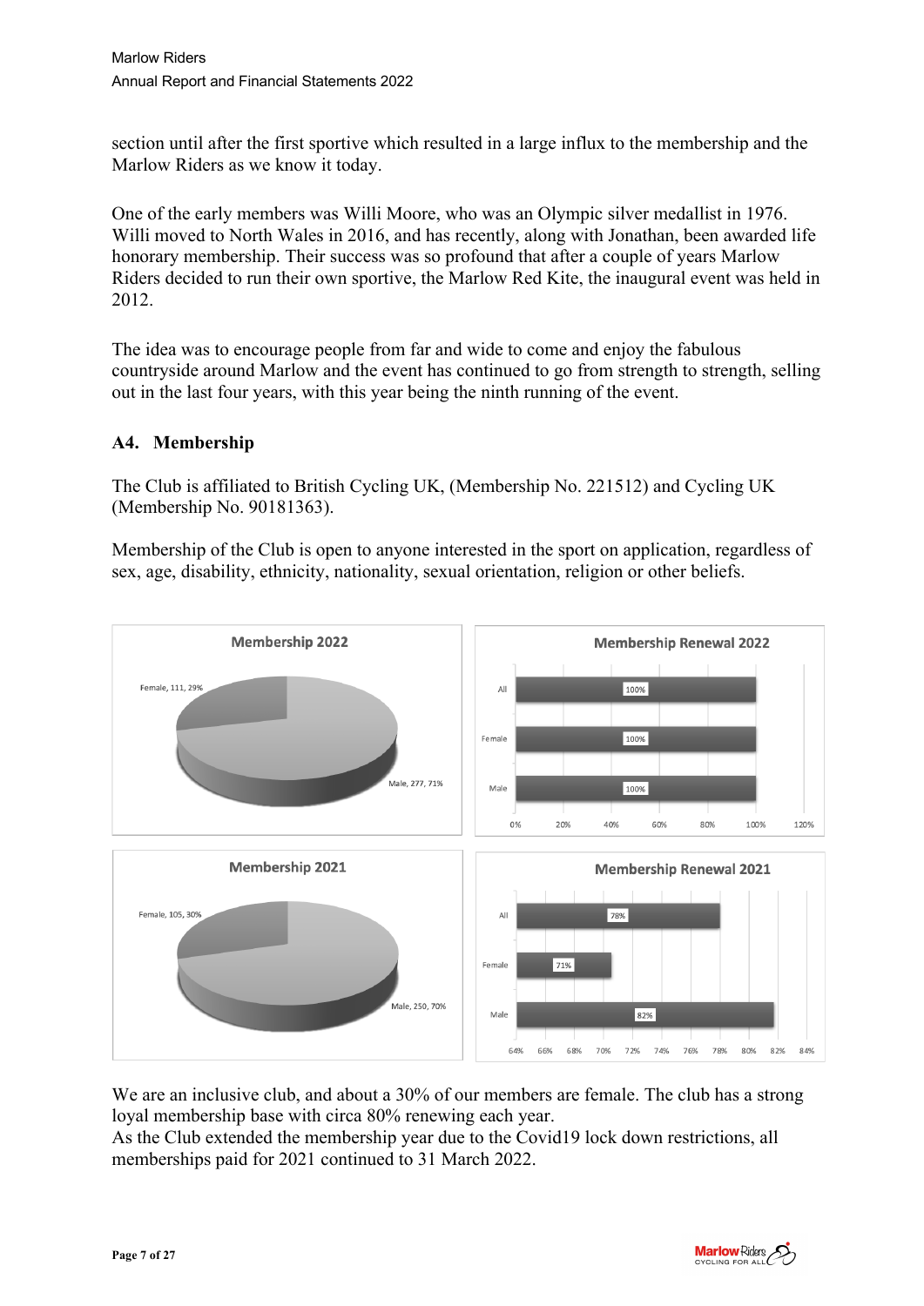section until after the first sportive which resulted in a large influx to the membership and the Marlow Riders as we know it today.

One of the early members was Willi Moore, who was an Olympic silver medallist in 1976. Willi moved to North Wales in 2016, and has recently, along with Jonathan, been awarded life honorary membership. Their success was so profound that after a couple of years Marlow Riders decided to run their own sportive, the Marlow Red Kite, the inaugural event was held in 2012.

The idea was to encourage people from far and wide to come and enjoy the fabulous countryside around Marlow and the event has continued to go from strength to strength, selling out in the last four years, with this year being the ninth running of the event.

## A4. Membership

The Club is affiliated to British Cycling UK, (Membership No. 221512) and Cycling UK (Membership No. 90181363).

Membership of the Club is open to anyone interested in the sport on application, regardless of sex, age, disability, ethnicity, nationality, sexual orientation, religion or other beliefs.

**Membership 2022**

Female, 111, 29%
Male, 277, 71%

**Membership Renewal 2022**

| | Renewal |
|---|---|
| All | 100% |
| Female | 100% |
| Male | 100% |

**Membership 2021**

Female, 105, 30%
Male, 250, 70%

**Membership Renewal 2021**

| | Renewal |
|---|---|
| All | 78% |
| Female | 71% |
| Male | 82% |

We are an inclusive club, and about a 30% of our members are female. The club has a strong loyal membership base with circa 80% renewing each year.
As the Club extended the membership year due to the Covid19 lock down restrictions, all memberships paid for 2021 continued to 31 March 2022.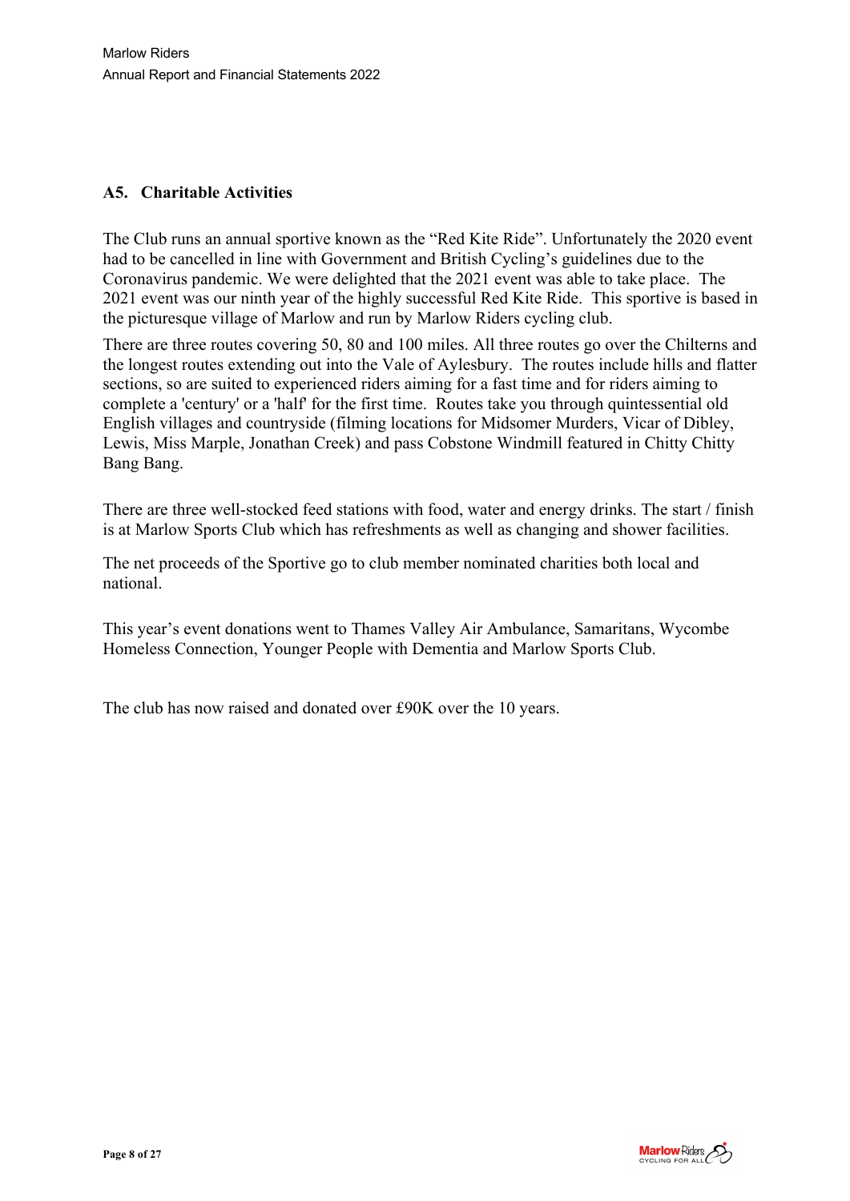## A5. Charitable Activities

The Club runs an annual sportive known as the "Red Kite Ride". Unfortunately the 2020 event had to be cancelled in line with Government and British Cycling's guidelines due to the Coronavirus pandemic. We were delighted that the 2021 event was able to take place. The 2021 event was our ninth year of the highly successful Red Kite Ride. This sportive is based in the picturesque village of Marlow and run by Marlow Riders cycling club.

There are three routes covering 50, 80 and 100 miles. All three routes go over the Chilterns and the longest routes extending out into the Vale of Aylesbury. The routes include hills and flatter sections, so are suited to experienced riders aiming for a fast time and for riders aiming to complete a 'century' or a 'half' for the first time. Routes take you through quintessential old English villages and countryside (filming locations for Midsomer Murders, Vicar of Dibley, Lewis, Miss Marple, Jonathan Creek) and pass Cobstone Windmill featured in Chitty Chitty Bang Bang.

There are three well-stocked feed stations with food, water and energy drinks. The start / finish is at Marlow Sports Club which has refreshments as well as changing and shower facilities.

The net proceeds of the Sportive go to club member nominated charities both local and national.

This year's event donations went to Thames Valley Air Ambulance, Samaritans, Wycombe Homeless Connection, Younger People with Dementia and Marlow Sports Club.

The club has now raised and donated over £90K over the 10 years.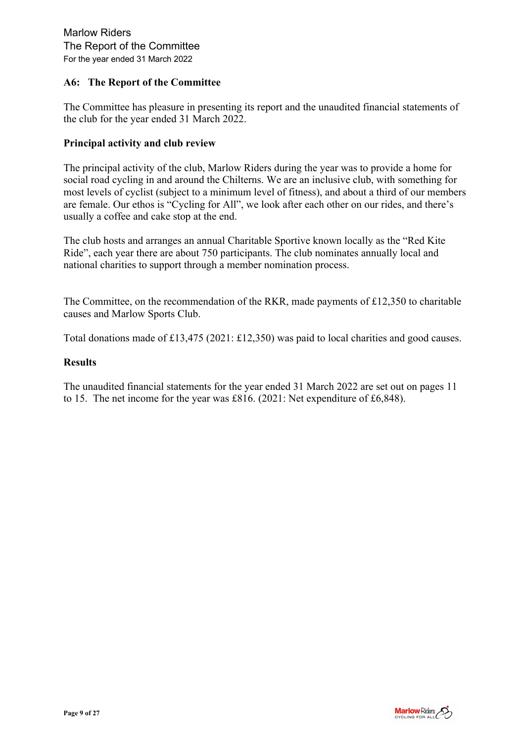## A6: The Report of the Committee

The Committee has pleasure in presenting its report and the unaudited financial statements of the club for the year ended 31 March 2022.

### Principal activity and club review

The principal activity of the club, Marlow Riders during the year was to provide a home for social road cycling in and around the Chilterns. We are an inclusive club, with something for most levels of cyclist (subject to a minimum level of fitness), and about a third of our members are female. Our ethos is "Cycling for All", we look after each other on our rides, and there's usually a coffee and cake stop at the end.

The club hosts and arranges an annual Charitable Sportive known locally as the "Red Kite Ride", each year there are about 750 participants. The club nominates annually local and national charities to support through a member nomination process.

The Committee, on the recommendation of the RKR, made payments of £12,350 to charitable causes and Marlow Sports Club.

Total donations made of £13,475 (2021: £12,350) was paid to local charities and good causes.

### Results

The unaudited financial statements for the year ended 31 March 2022 are set out on pages 11 to 15. The net income for the year was £816. (2021: Net expenditure of £6,848).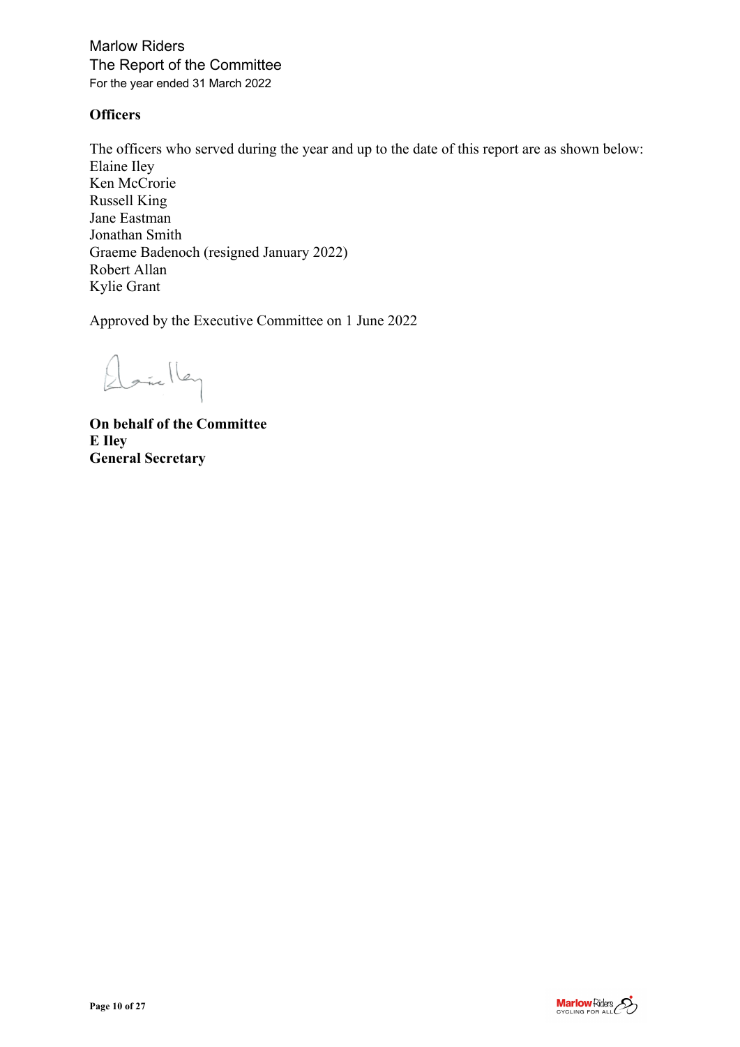## Officers

The officers who served during the year and up to the date of this report are as shown below:

Elaine Iley
Ken McCrorie
Russell King
Jane Eastman
Jonathan Smith
Graeme Badenoch (resigned January 2022)
Robert Allan
Kylie Grant

Approved by the Executive Committee on 1 June 2022

**On behalf of the Committee**
**E Iley**
**General Secretary**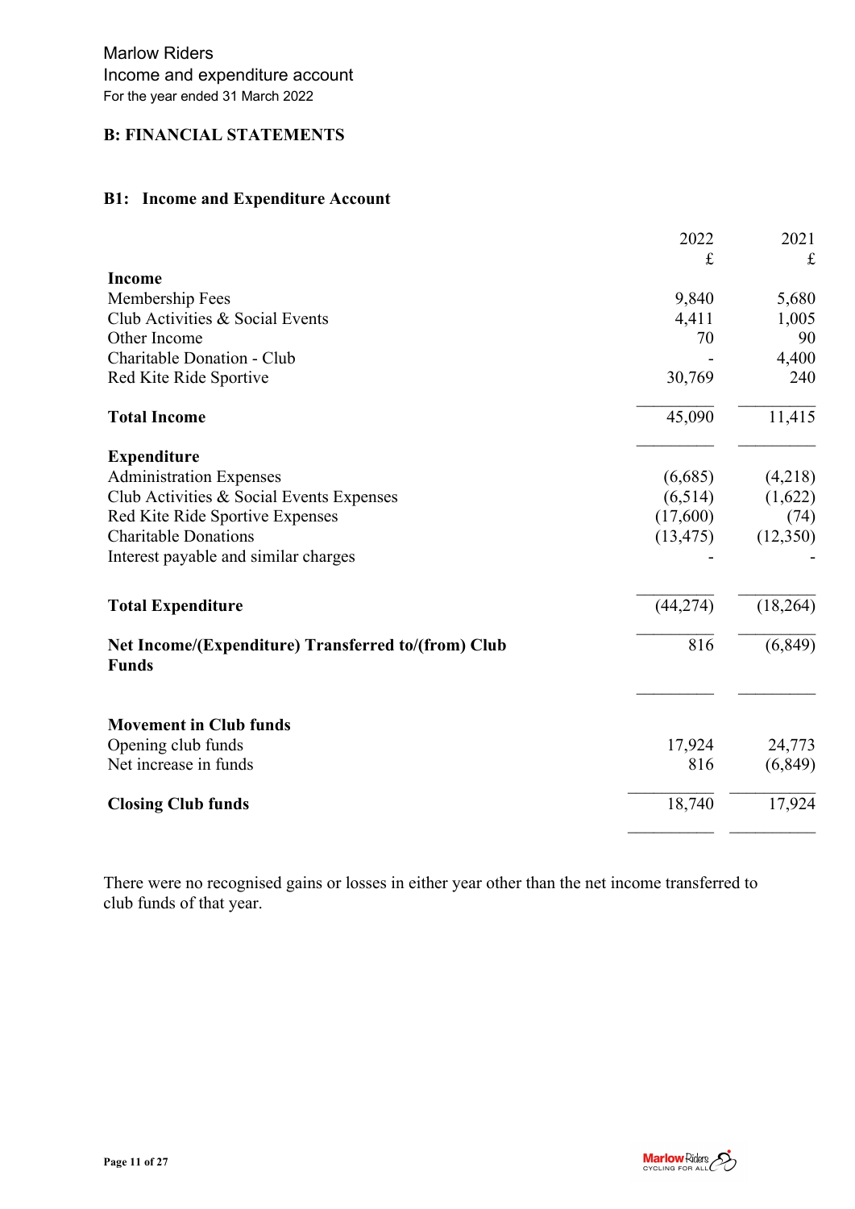Marlow Riders
Income and expenditure account
For the year ended 31 March 2022

## B: FINANCIAL STATEMENTS

### B1: Income and Expenditure Account

| | 2022 £ | 2021 £ |
|---|---|---|
| **Income** | | |
| Membership Fees | 9,840 | 5,680 |
| Club Activities & Social Events | 4,411 | 1,005 |
| Other Income | 70 | 90 |
| Charitable Donation - Club | - | 4,400 |
| Red Kite Ride Sportive | 30,769 | 240 |
| **Total Income** | 45,090 | 11,415 |
| **Expenditure** | | |
| Administration Expenses | (6,685) | (4,218) |
| Club Activities & Social Events Expenses | (6,514) | (1,622) |
| Red Kite Ride Sportive Expenses | (17,600) | (74) |
| Charitable Donations | (13,475) | (12,350) |
| Interest payable and similar charges | - | - |
| **Total Expenditure** | (44,274) | (18,264) |
| **Net Income/(Expenditure) Transferred to/(from) Club Funds** | 816 | (6,849) |
| **Movement in Club funds** | | |
| Opening club funds | 17,924 | 24,773 |
| Net increase in funds | 816 | (6,849) |
| **Closing Club funds** | 18,740 | 17,924 |

There were no recognised gains or losses in either year other than the net income transferred to club funds of that year.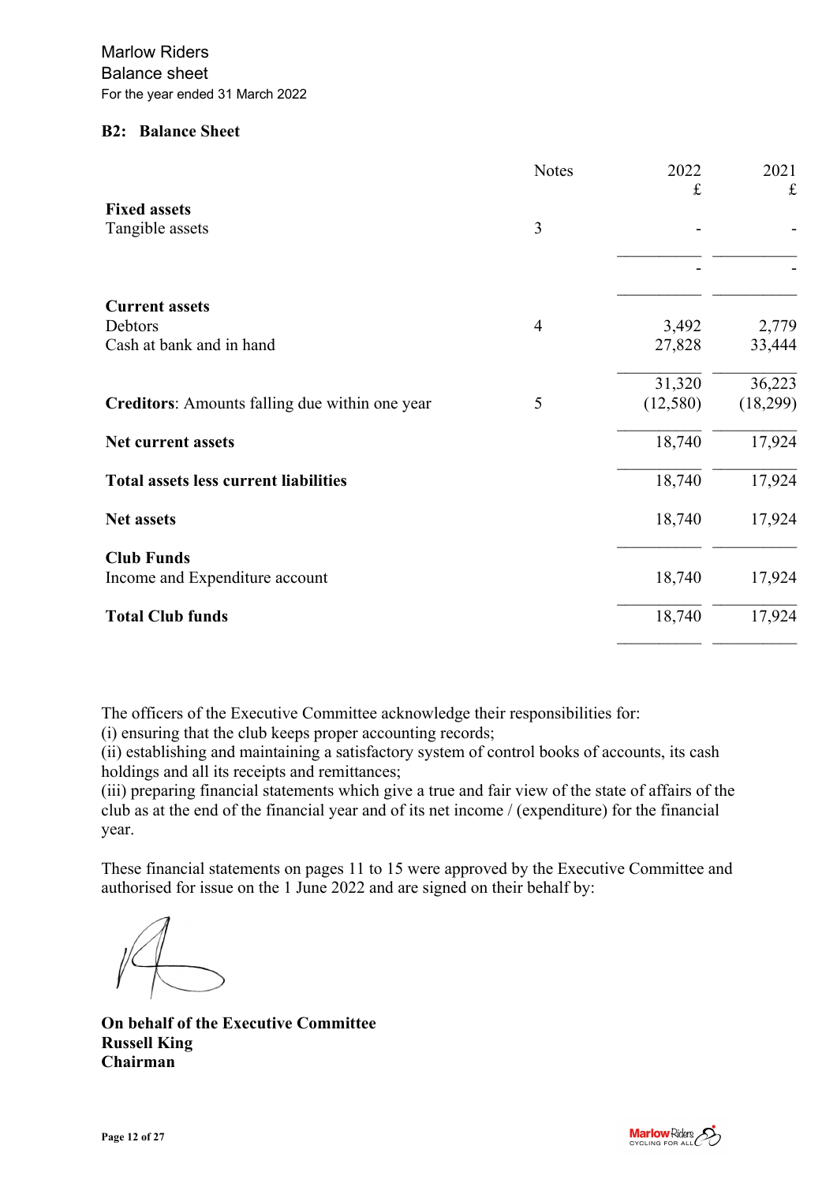Marlow Riders
Balance sheet
For the year ended 31 March 2022

### B2: Balance Sheet

| | Notes | 2022 £ | 2021 £ |
|---|---|---|---|
| **Fixed assets** | | | |
| Tangible assets | 3 | - | - |
| | | - | - |
| **Current assets** | | | |
| Debtors | 4 | 3,492 | 2,779 |
| Cash at bank and in hand | | 27,828 | 33,444 |
| | | 31,320 | 36,223 |
| **Creditors**: Amounts falling due within one year | 5 | (12,580) | (18,299) |
| **Net current assets** | | 18,740 | 17,924 |
| **Total assets less current liabilities** | | 18,740 | 17,924 |
| **Net assets** | | 18,740 | 17,924 |
| **Club Funds** | | | |
| Income and Expenditure account | | 18,740 | 17,924 |
| **Total Club funds** | | 18,740 | 17,924 |

The officers of the Executive Committee acknowledge their responsibilities for:
(i) ensuring that the club keeps proper accounting records;
(ii) establishing and maintaining a satisfactory system of control books of accounts, its cash holdings and all its receipts and remittances;
(iii) preparing financial statements which give a true and fair view of the state of affairs of the club as at the end of the financial year and of its net income / (expenditure) for the financial year.

These financial statements on pages 11 to 15 were approved by the Executive Committee and authorised for issue on the 1 June 2022 and are signed on their behalf by:

**On behalf of the Executive Committee**
**Russell King**
**Chairman**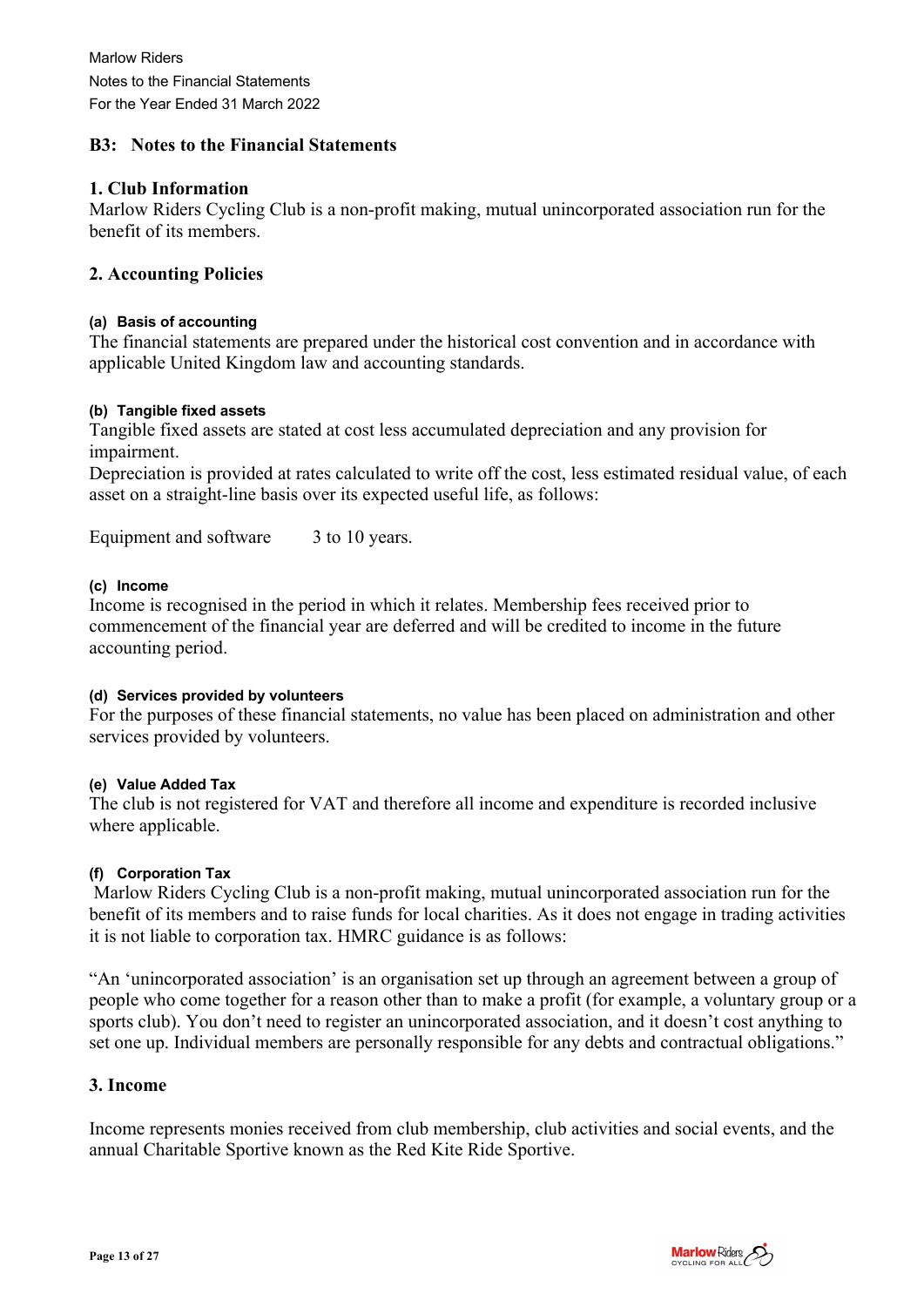## B3: Notes to the Financial Statements

### 1. Club Information

Marlow Riders Cycling Club is a non-profit making, mutual unincorporated association run for the benefit of its members.

### 2. Accounting Policies

#### (a) Basis of accounting

The financial statements are prepared under the historical cost convention and in accordance with applicable United Kingdom law and accounting standards.

#### (b) Tangible fixed assets

Tangible fixed assets are stated at cost less accumulated depreciation and any provision for impairment.

Depreciation is provided at rates calculated to write off the cost, less estimated residual value, of each asset on a straight-line basis over its expected useful life, as follows:

Equipment and software 3 to 10 years.

#### (c) Income

Income is recognised in the period in which it relates. Membership fees received prior to commencement of the financial year are deferred and will be credited to income in the future accounting period.

#### (d) Services provided by volunteers

For the purposes of these financial statements, no value has been placed on administration and other services provided by volunteers.

#### (e) Value Added Tax

The club is not registered for VAT and therefore all income and expenditure is recorded inclusive where applicable.

#### (f) Corporation Tax

Marlow Riders Cycling Club is a non-profit making, mutual unincorporated association run for the benefit of its members and to raise funds for local charities. As it does not engage in trading activities it is not liable to corporation tax. HMRC guidance is as follows:

"An 'unincorporated association' is an organisation set up through an agreement between a group of people who come together for a reason other than to make a profit (for example, a voluntary group or a sports club). You don't need to register an unincorporated association, and it doesn't cost anything to set one up. Individual members are personally responsible for any debts and contractual obligations."

### 3. Income

Income represents monies received from club membership, club activities and social events, and the annual Charitable Sportive known as the Red Kite Ride Sportive.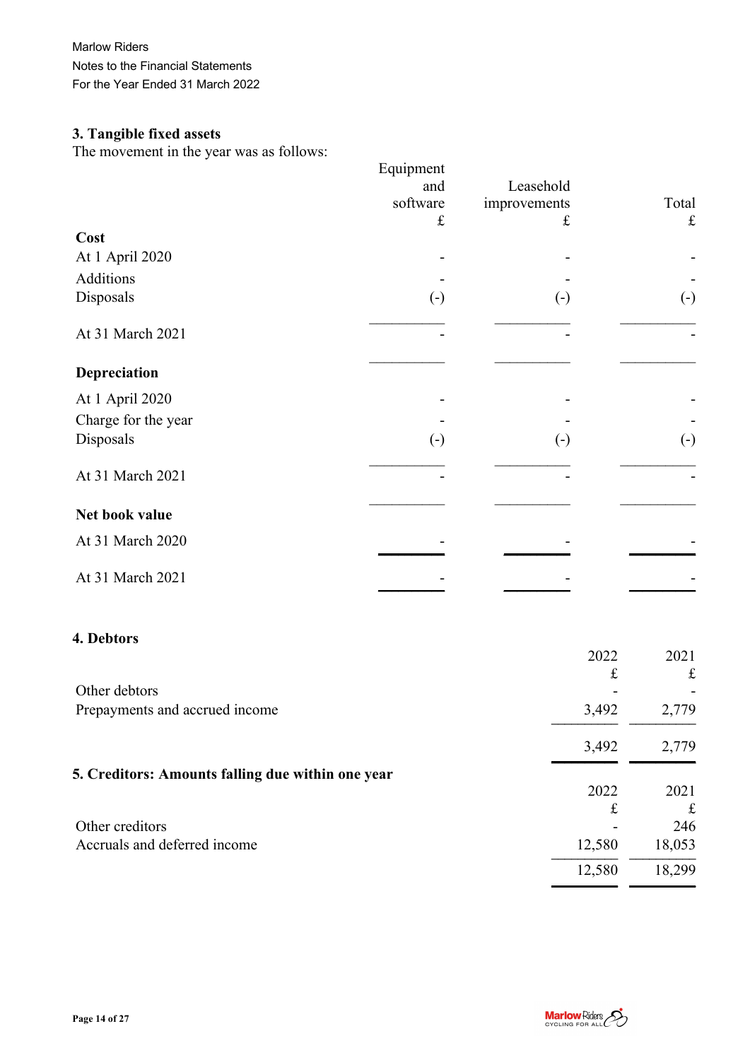### 3. Tangible fixed assets

The movement in the year was as follows:

| | Equipment and software £ | Leasehold improvements £ | Total £ |
|---|---|---|---|
| **Cost** | | | |
| At 1 April 2020 | - | - | - |
| Additions | - | - | - |
| Disposals | (-) | (-) | (-) |
| At 31 March 2021 | - | - | - |
| **Depreciation** | | | |
| At 1 April 2020 | - | - | - |
| Charge for the year | - | - | - |
| Disposals | (-) | (-) | (-) |
| At 31 March 2021 | - | - | - |
| **Net book value** | | | |
| At 31 March 2020 | - | - | - |
| At 31 March 2021 | - | - | - |

### 4. Debtors

| | 2022 £ | 2021 £ |
|---|---|---|
| Other debtors | - | - |
| Prepayments and accrued income | 3,492 | 2,779 |
| | 3,492 | 2,779 |

### 5. Creditors: Amounts falling due within one year

| | 2022 £ | 2021 £ |
|---|---|---|
| Other creditors | - | 246 |
| Accruals and deferred income | 12,580 | 18,053 |
| | 12,580 | 18,299 |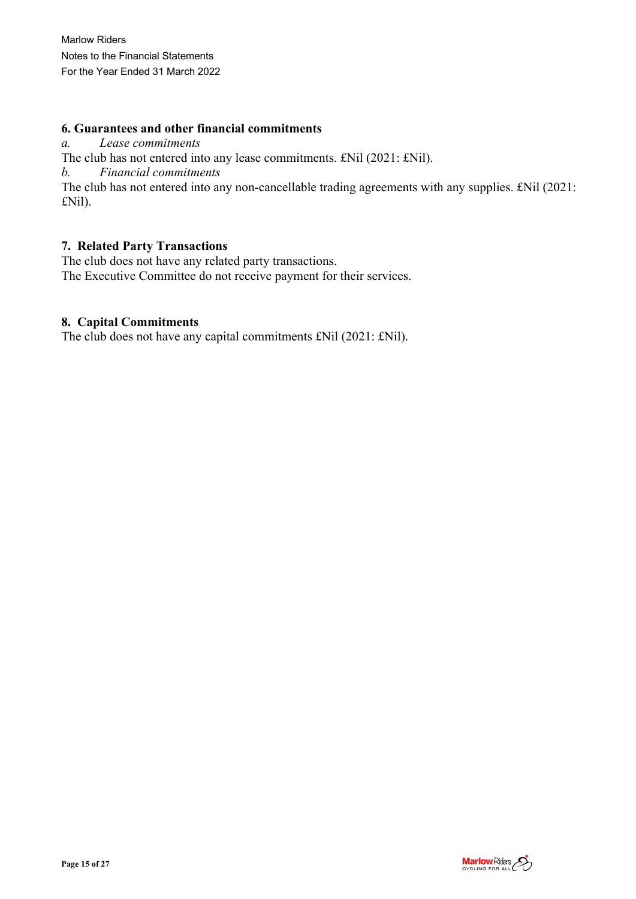## 6. Guarantees and other financial commitments

*a. Lease commitments*

The club has not entered into any lease commitments. £Nil (2021: £Nil).

*b. Financial commitments*

The club has not entered into any non-cancellable trading agreements with any supplies. £Nil (2021: £Nil).

## 7. Related Party Transactions

The club does not have any related party transactions.
The Executive Committee do not receive payment for their services.

## 8. Capital Commitments

The club does not have any capital commitments £Nil (2021: £Nil).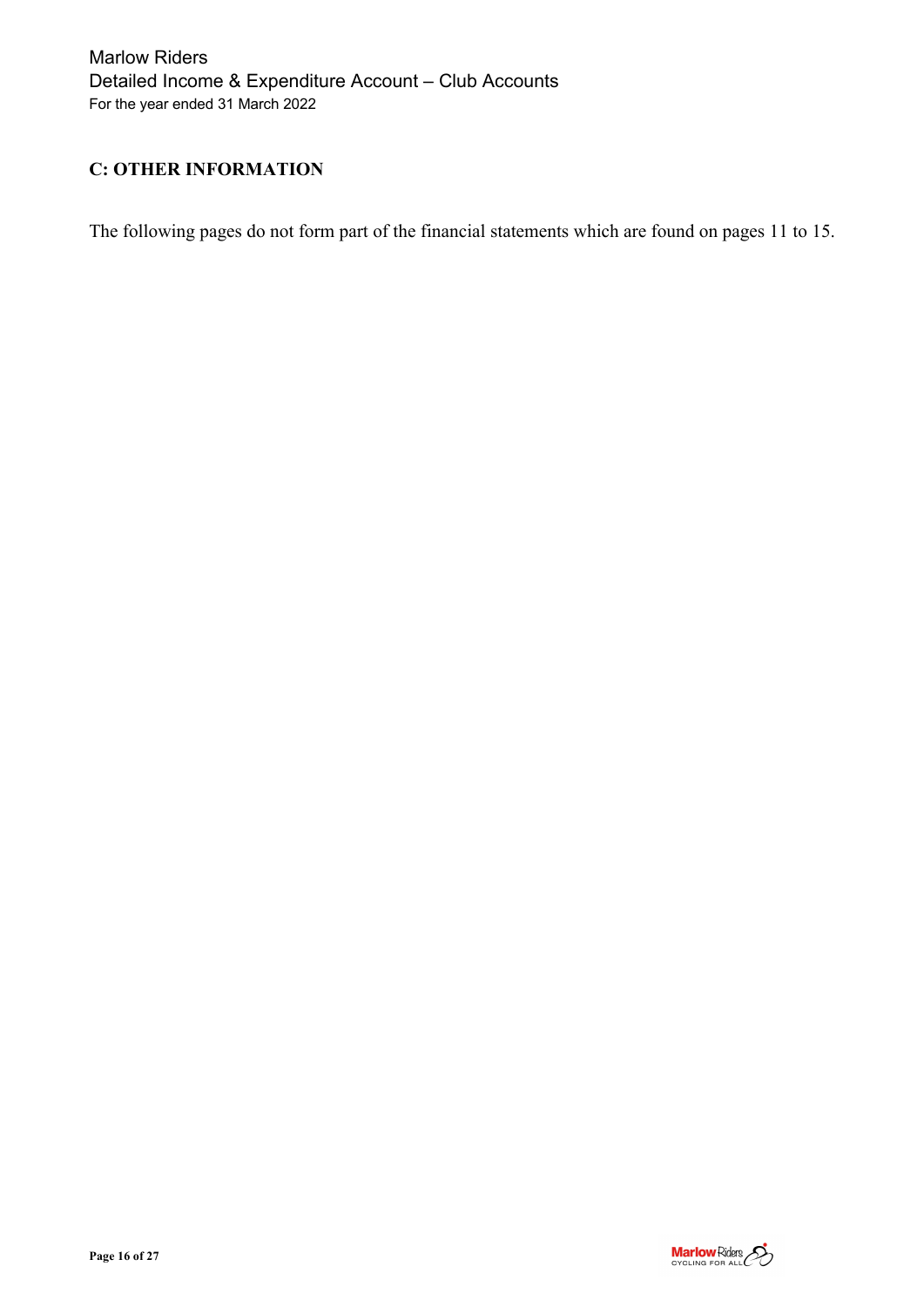## C: OTHER INFORMATION

The following pages do not form part of the financial statements which are found on pages 11 to 15.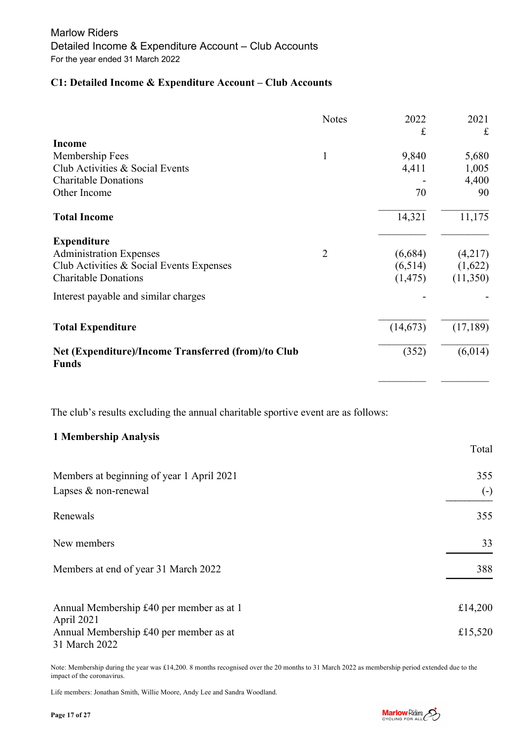Marlow Riders
Detailed Income & Expenditure Account – Club Accounts
For the year ended 31 March 2022

## C1: Detailed Income & Expenditure Account – Club Accounts

| | Notes | 2022 £ | 2021 £ |
|---|---|---|---|
| **Income** | | | |
| Membership Fees | 1 | 9,840 | 5,680 |
| Club Activities & Social Events | | 4,411 | 1,005 |
| Charitable Donations | | - | 4,400 |
| Other Income | | 70 | 90 |
| **Total Income** | | 14,321 | 11,175 |
| **Expenditure** | | | |
| Administration Expenses | 2 | (6,684) | (4,217) |
| Club Activities & Social Events Expenses | | (6,514) | (1,622) |
| Charitable Donations | | (1,475) | (11,350) |
| Interest payable and similar charges | | - | - |
| **Total Expenditure** | | (14,673) | (17,189) |
| **Net (Expenditure)/Income Transferred (from)/to Club Funds** | | (352) | (6,014) |

The club's results excluding the annual charitable sportive event are as follows:

### 1 Membership Analysis

| | Total |
|---|---|
| Members at beginning of year 1 April 2021 | 355 |
| Lapses & non-renewal | (-) |
| Renewals | 355 |
| New members | 33 |
| Members at end of year 31 March 2022 | 388 |
| Annual Membership £40 per member as at 1 April 2021 | £14,200 |
| Annual Membership £40 per member as at 31 March 2022 | £15,520 |

Note: Membership during the year was £14,200. 8 months recognised over the 20 months to 31 March 2022 as membership period extended due to the impact of the coronavirus.

Life members: Jonathan Smith, Willie Moore, Andy Lee and Sandra Woodland.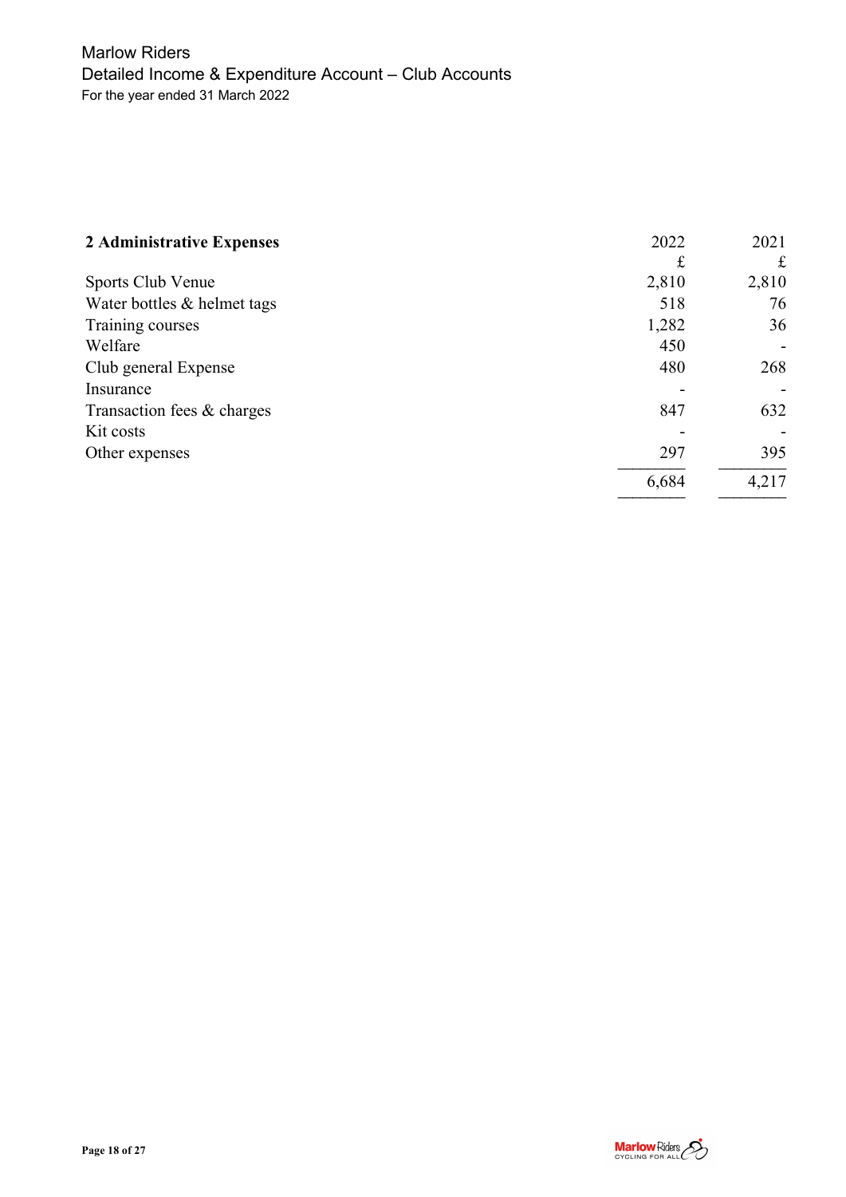Marlow Riders

Detailed Income & Expenditure Account – Club Accounts

For the year ended 31 March 2022

| **2 Administrative Expenses** | 2022 | 2021 |
|---|---|---|
| | £ | £ |
| Sports Club Venue | 2,810 | 2,810 |
| Water bottles & helmet tags | 518 | 76 |
| Training courses | 1,282 | 36 |
| Welfare | 450 | - |
| Club general Expense | 480 | 268 |
| Insurance | - | - |
| Transaction fees & charges | 847 | 632 |
| Kit costs | - | - |
| Other expenses | 297 | 395 |
| | 6,684 | 4,217 |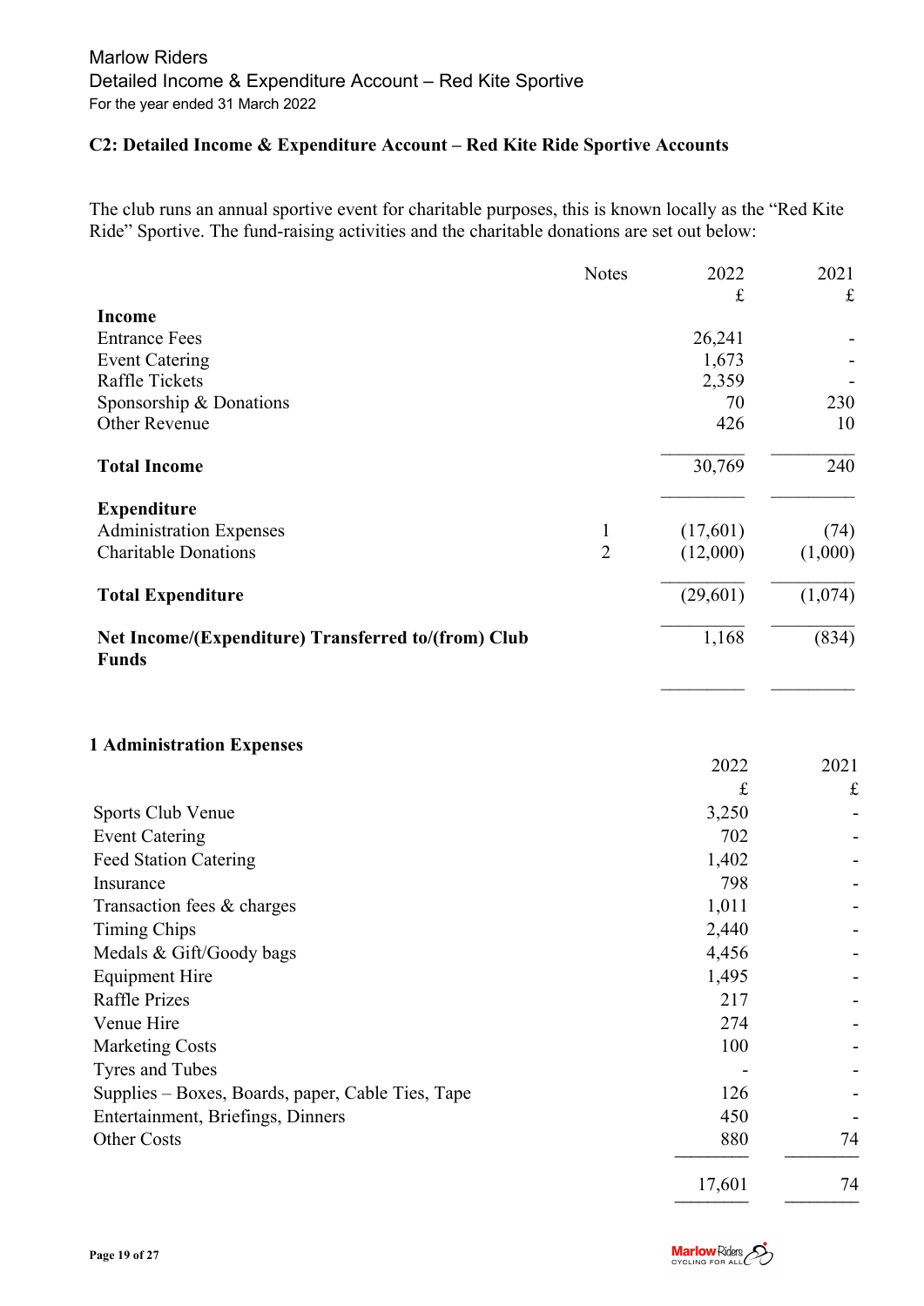Marlow Riders
Detailed Income & Expenditure Account – Red Kite Sportive
For the year ended 31 March 2022

## C2: Detailed Income & Expenditure Account – Red Kite Ride Sportive Accounts

The club runs an annual sportive event for charitable purposes, this is known locally as the "Red Kite Ride" Sportive. The fund-raising activities and the charitable donations are set out below:

| | Notes | 2022 | 2021 |
|---|---|---|---|
| | | £ | £ |
| **Income** | | | |
| Entrance Fees | | 26,241 | - |
| Event Catering | | 1,673 | - |
| Raffle Tickets | | 2,359 | - |
| Sponsorship & Donations | | 70 | 230 |
| Other Revenue | | 426 | 10 |
| **Total Income** | | 30,769 | 240 |
| **Expenditure** | | | |
| Administration Expenses | 1 | (17,601) | (74) |
| Charitable Donations | 2 | (12,000) | (1,000) |
| **Total Expenditure** | | (29,601) | (1,074) |
| **Net Income/(Expenditure) Transferred to/(from) Club Funds** | | 1,168 | (834) |

### 1 Administration Expenses

| | 2022 | 2021 |
|---|---|---|
| | £ | £ |
| Sports Club Venue | 3,250 | - |
| Event Catering | 702 | - |
| Feed Station Catering | 1,402 | - |
| Insurance | 798 | - |
| Transaction fees & charges | 1,011 | - |
| Timing Chips | 2,440 | - |
| Medals & Gift/Goody bags | 4,456 | - |
| Equipment Hire | 1,495 | - |
| Raffle Prizes | 217 | - |
| Venue Hire | 274 | - |
| Marketing Costs | 100 | - |
| Tyres and Tubes | - | - |
| Supplies – Boxes, Boards, paper, Cable Ties, Tape | 126 | - |
| Entertainment, Briefings, Dinners | 450 | - |
| Other Costs | 880 | 74 |
| | 17,601 | 74 |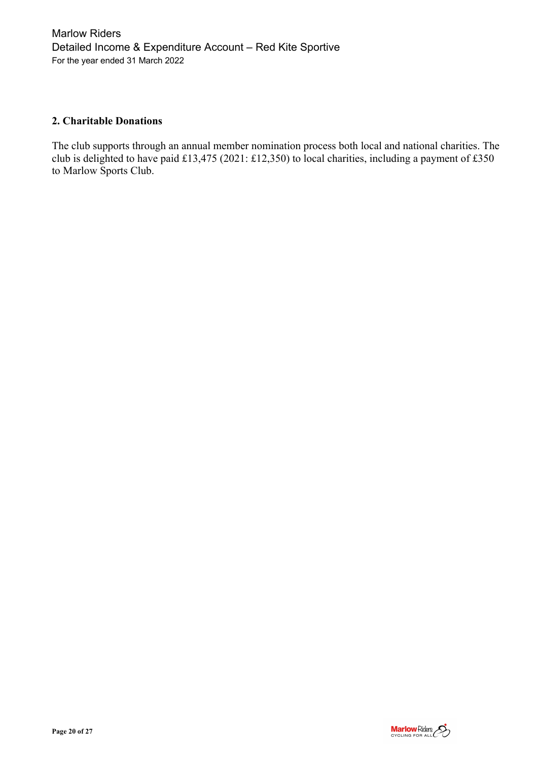Marlow Riders
Detailed Income & Expenditure Account – Red Kite Sportive
For the year ended 31 March 2022

## 2. Charitable Donations

The club supports through an annual member nomination process both local and national charities. The club is delighted to have paid £13,475 (2021: £12,350) to local charities, including a payment of £350 to Marlow Sports Club.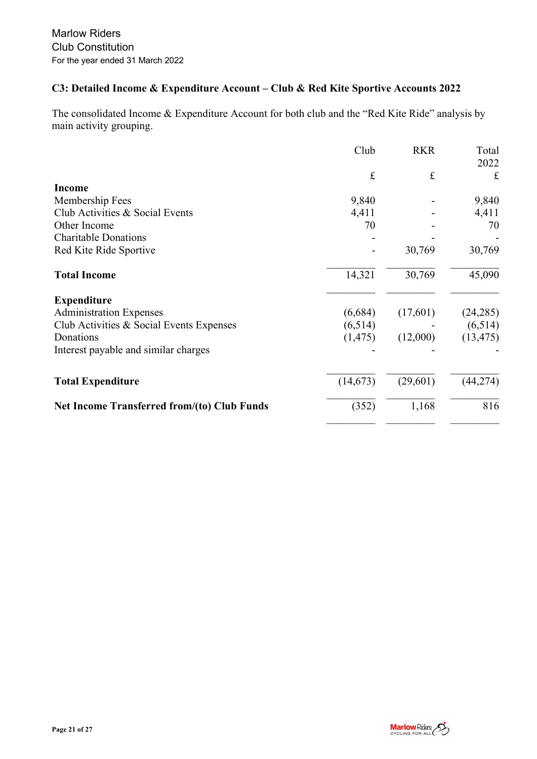Marlow Riders
Club Constitution
For the year ended 31 March 2022

### C3: Detailed Income & Expenditure Account – Club & Red Kite Sportive Accounts 2022

The consolidated Income & Expenditure Account for both club and the "Red Kite Ride" analysis by main activity grouping.

| | Club | RKR | Total 2022 |
|---|---|---|---|
| | £ | £ | £ |
| **Income** | | | |
| Membership Fees | 9,840 | - | 9,840 |
| Club Activities & Social Events | 4,411 | - | 4,411 |
| Other Income | 70 | - | 70 |
| Charitable Donations | - | - | - |
| Red Kite Ride Sportive | - | 30,769 | 30,769 |
| **Total Income** | 14,321 | 30,769 | 45,090 |
| **Expenditure** | | | |
| Administration Expenses | (6,684) | (17,601) | (24,285) |
| Club Activities & Social Events Expenses | (6,514) | - | (6,514) |
| Donations | (1,475) | (12,000) | (13,475) |
| Interest payable and similar charges | - | - | - |
| **Total Expenditure** | (14,673) | (29,601) | (44,274) |
| **Net Income Transferred from/(to) Club Funds** | (352) | 1,168 | 816 |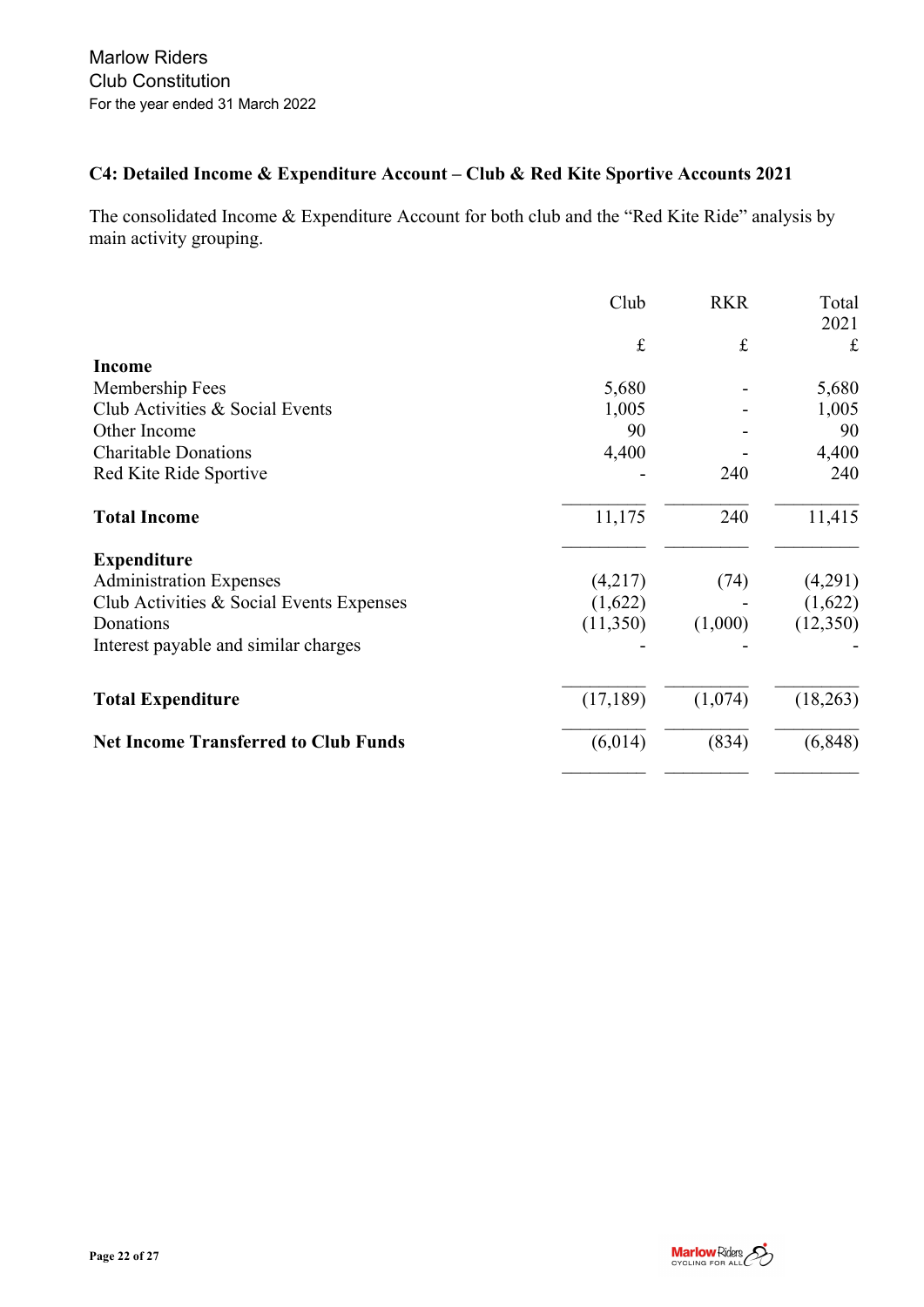### C4: Detailed Income & Expenditure Account – Club & Red Kite Sportive Accounts 2021

The consolidated Income & Expenditure Account for both club and the "Red Kite Ride" analysis by main activity grouping.

| | Club | RKR | Total 2021 |
|---|---|---|---|
| | £ | £ | £ |
| **Income** | | | |
| Membership Fees | 5,680 | - | 5,680 |
| Club Activities & Social Events | 1,005 | - | 1,005 |
| Other Income | 90 | - | 90 |
| Charitable Donations | 4,400 | - | 4,400 |
| Red Kite Ride Sportive | - | 240 | 240 |
| **Total Income** | 11,175 | 240 | 11,415 |
| **Expenditure** | | | |
| Administration Expenses | (4,217) | (74) | (4,291) |
| Club Activities & Social Events Expenses | (1,622) | - | (1,622) |
| Donations | (11,350) | (1,000) | (12,350) |
| Interest payable and similar charges | - | - | - |
| **Total Expenditure** | (17,189) | (1,074) | (18,263) |
| **Net Income Transferred to Club Funds** | (6,014) | (834) | (6,848) |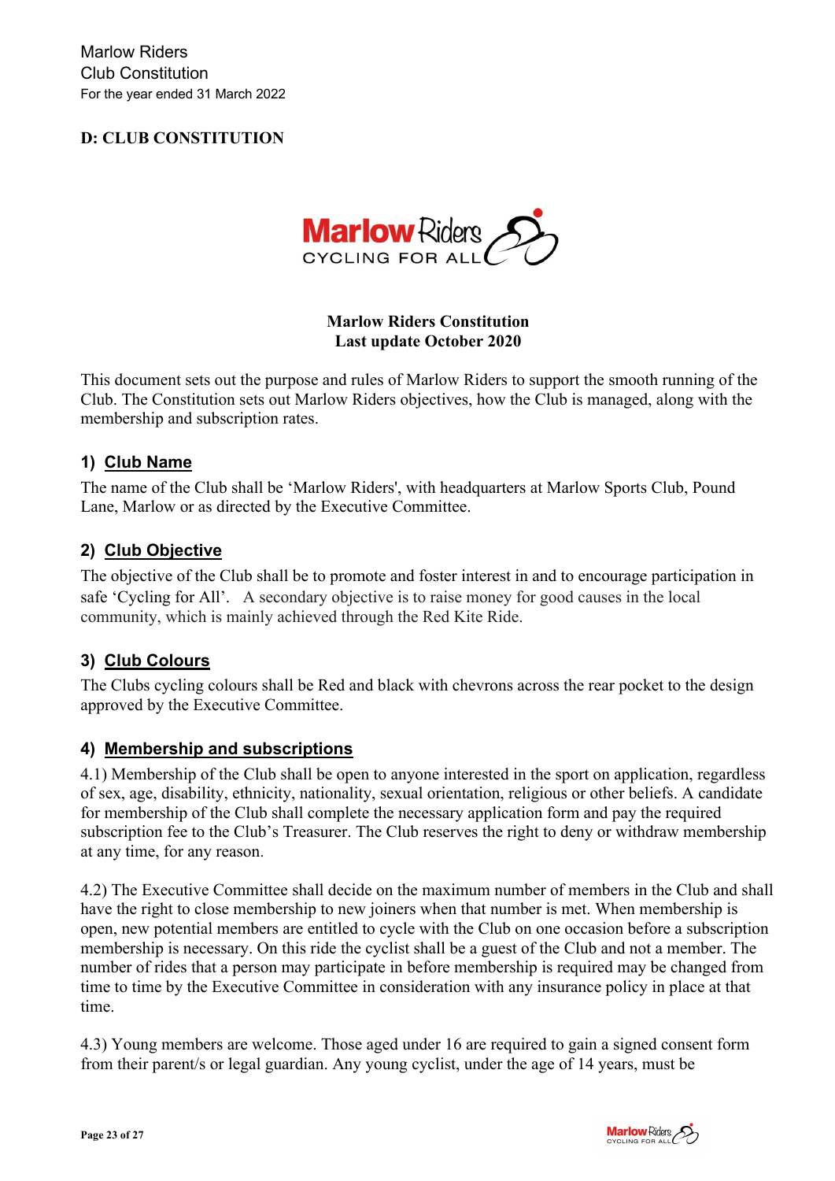## D: CLUB CONSTITUTION

**Marlow Riders Constitution**
**Last update October 2020**

This document sets out the purpose and rules of Marlow Riders to support the smooth running of the Club. The Constitution sets out Marlow Riders objectives, how the Club is managed, along with the membership and subscription rates.

### 1) Club Name

The name of the Club shall be 'Marlow Riders', with headquarters at Marlow Sports Club, Pound Lane, Marlow or as directed by the Executive Committee.

### 2) Club Objective

The objective of the Club shall be to promote and foster interest in and to encourage participation in safe 'Cycling for All'. A secondary objective is to raise money for good causes in the local community, which is mainly achieved through the Red Kite Ride.

### 3) Club Colours

The Clubs cycling colours shall be Red and black with chevrons across the rear pocket to the design approved by the Executive Committee.

### 4) Membership and subscriptions

4.1) Membership of the Club shall be open to anyone interested in the sport on application, regardless of sex, age, disability, ethnicity, nationality, sexual orientation, religious or other beliefs. A candidate for membership of the Club shall complete the necessary application form and pay the required subscription fee to the Club's Treasurer. The Club reserves the right to deny or withdraw membership at any time, for any reason.

4.2) The Executive Committee shall decide on the maximum number of members in the Club and shall have the right to close membership to new joiners when that number is met. When membership is open, new potential members are entitled to cycle with the Club on one occasion before a subscription membership is necessary. On this ride the cyclist shall be a guest of the Club and not a member. The number of rides that a person may participate in before membership is required may be changed from time to time by the Executive Committee in consideration with any insurance policy in place at that time.

4.3) Young members are welcome. Those aged under 16 are required to gain a signed consent form from their parent/s or legal guardian. Any young cyclist, under the age of 14 years, must be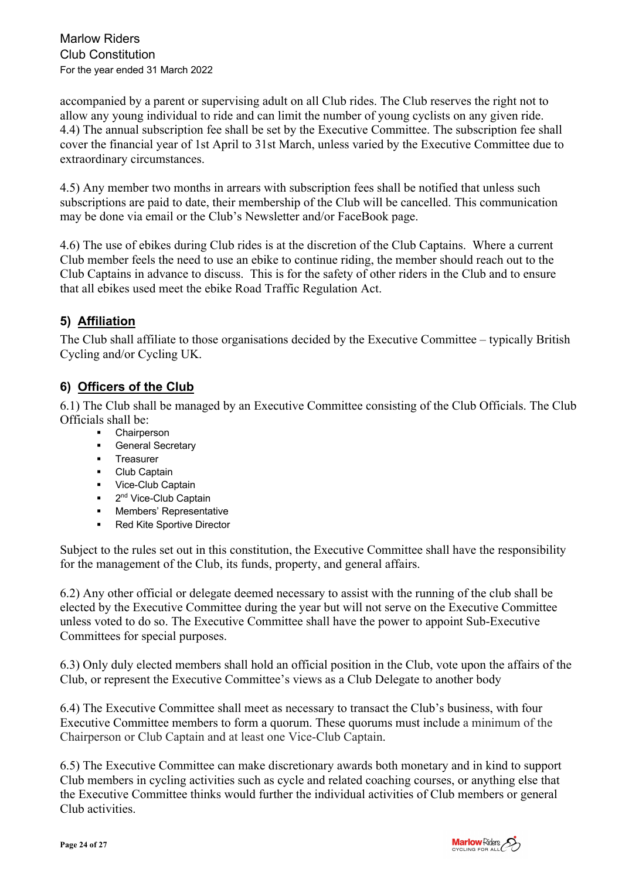accompanied by a parent or supervising adult on all Club rides. The Club reserves the right not to allow any young individual to ride and can limit the number of young cyclists on any given ride.
4.4) The annual subscription fee shall be set by the Executive Committee. The subscription fee shall cover the financial year of 1st April to 31st March, unless varied by the Executive Committee due to extraordinary circumstances.

4.5) Any member two months in arrears with subscription fees shall be notified that unless such subscriptions are paid to date, their membership of the Club will be cancelled. This communication may be done via email or the Club's Newsletter and/or FaceBook page.

4.6) The use of ebikes during Club rides is at the discretion of the Club Captains. Where a current Club member feels the need to use an ebike to continue riding, the member should reach out to the Club Captains in advance to discuss. This is for the safety of other riders in the Club and to ensure that all ebikes used meet the ebike Road Traffic Regulation Act.

## 5) Affiliation

The Club shall affiliate to those organisations decided by the Executive Committee – typically British Cycling and/or Cycling UK.

## 6) Officers of the Club

6.1) The Club shall be managed by an Executive Committee consisting of the Club Officials. The Club Officials shall be:

- Chairperson
- General Secretary
- Treasurer
- Club Captain
- Vice-Club Captain
- 2nd Vice-Club Captain
- Members' Representative
- Red Kite Sportive Director

Subject to the rules set out in this constitution, the Executive Committee shall have the responsibility for the management of the Club, its funds, property, and general affairs.

6.2) Any other official or delegate deemed necessary to assist with the running of the club shall be elected by the Executive Committee during the year but will not serve on the Executive Committee unless voted to do so. The Executive Committee shall have the power to appoint Sub-Executive Committees for special purposes.

6.3) Only duly elected members shall hold an official position in the Club, vote upon the affairs of the Club, or represent the Executive Committee's views as a Club Delegate to another body

6.4) The Executive Committee shall meet as necessary to transact the Club's business, with four Executive Committee members to form a quorum. These quorums must include a minimum of the Chairperson or Club Captain and at least one Vice-Club Captain.

6.5) The Executive Committee can make discretionary awards both monetary and in kind to support Club members in cycling activities such as cycle and related coaching courses, or anything else that the Executive Committee thinks would further the individual activities of Club members or general Club activities.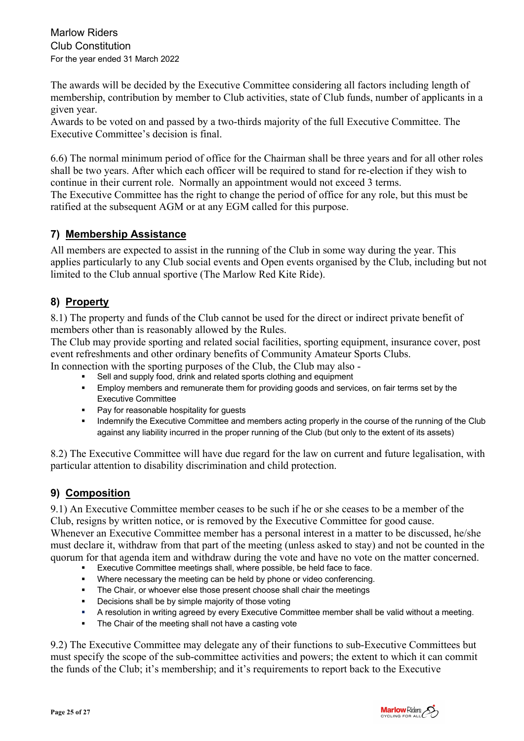The awards will be decided by the Executive Committee considering all factors including length of membership, contribution by member to Club activities, state of Club funds, number of applicants in a given year.
Awards to be voted on and passed by a two-thirds majority of the full Executive Committee. The Executive Committee's decision is final.

6.6) The normal minimum period of office for the Chairman shall be three years and for all other roles shall be two years. After which each officer will be required to stand for re-election if they wish to continue in their current role. Normally an appointment would not exceed 3 terms.
The Executive Committee has the right to change the period of office for any role, but this must be ratified at the subsequent AGM or at any EGM called for this purpose.

## 7) Membership Assistance

All members are expected to assist in the running of the Club in some way during the year. This applies particularly to any Club social events and Open events organised by the Club, including but not limited to the Club annual sportive (The Marlow Red Kite Ride).

## 8) Property

8.1) The property and funds of the Club cannot be used for the direct or indirect private benefit of members other than is reasonably allowed by the Rules.
The Club may provide sporting and related social facilities, sporting equipment, insurance cover, post event refreshments and other ordinary benefits of Community Amateur Sports Clubs.
In connection with the sporting purposes of the Club, the Club may also -

- Sell and supply food, drink and related sports clothing and equipment
- Employ members and remunerate them for providing goods and services, on fair terms set by the Executive Committee
- Pay for reasonable hospitality for guests
- Indemnify the Executive Committee and members acting properly in the course of the running of the Club against any liability incurred in the proper running of the Club (but only to the extent of its assets)

8.2) The Executive Committee will have due regard for the law on current and future legalisation, with particular attention to disability discrimination and child protection.

## 9) Composition

9.1) An Executive Committee member ceases to be such if he or she ceases to be a member of the Club, resigns by written notice, or is removed by the Executive Committee for good cause.
Whenever an Executive Committee member has a personal interest in a matter to be discussed, he/she must declare it, withdraw from that part of the meeting (unless asked to stay) and not be counted in the quorum for that agenda item and withdraw during the vote and have no vote on the matter concerned.

- Executive Committee meetings shall, where possible, be held face to face.
- Where necessary the meeting can be held by phone or video conferencing.
- The Chair, or whoever else those present choose shall chair the meetings
- Decisions shall be by simple majority of those voting
- A resolution in writing agreed by every Executive Committee member shall be valid without a meeting.
- The Chair of the meeting shall not have a casting vote

9.2) The Executive Committee may delegate any of their functions to sub-Executive Committees but must specify the scope of the sub-committee activities and powers; the extent to which it can commit the funds of the Club; it's membership; and it's requirements to report back to the Executive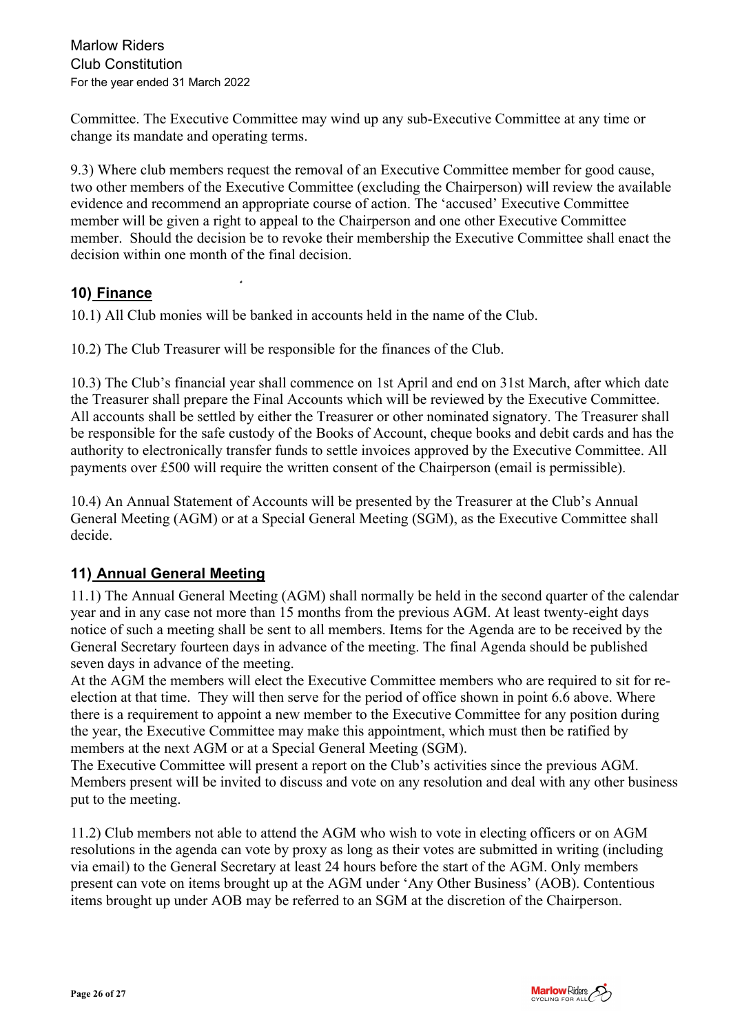Committee. The Executive Committee may wind up any sub-Executive Committee at any time or change its mandate and operating terms.

9.3) Where club members request the removal of an Executive Committee member for good cause, two other members of the Executive Committee (excluding the Chairperson) will review the available evidence and recommend an appropriate course of action. The 'accused' Executive Committee member will be given a right to appeal to the Chairperson and one other Executive Committee member. Should the decision be to revoke their membership the Executive Committee shall enact the decision within one month of the final decision.

## 10) Finance

10.1) All Club monies will be banked in accounts held in the name of the Club.

10.2) The Club Treasurer will be responsible for the finances of the Club.

10.3) The Club's financial year shall commence on 1st April and end on 31st March, after which date the Treasurer shall prepare the Final Accounts which will be reviewed by the Executive Committee. All accounts shall be settled by either the Treasurer or other nominated signatory. The Treasurer shall be responsible for the safe custody of the Books of Account, cheque books and debit cards and has the authority to electronically transfer funds to settle invoices approved by the Executive Committee. All payments over £500 will require the written consent of the Chairperson (email is permissible).

10.4) An Annual Statement of Accounts will be presented by the Treasurer at the Club's Annual General Meeting (AGM) or at a Special General Meeting (SGM), as the Executive Committee shall decide.

## 11) Annual General Meeting

11.1) The Annual General Meeting (AGM) shall normally be held in the second quarter of the calendar year and in any case not more than 15 months from the previous AGM. At least twenty-eight days notice of such a meeting shall be sent to all members. Items for the Agenda are to be received by the General Secretary fourteen days in advance of the meeting. The final Agenda should be published seven days in advance of the meeting.

At the AGM the members will elect the Executive Committee members who are required to sit for re-election at that time. They will then serve for the period of office shown in point 6.6 above. Where there is a requirement to appoint a new member to the Executive Committee for any position during the year, the Executive Committee may make this appointment, which must then be ratified by members at the next AGM or at a Special General Meeting (SGM).

The Executive Committee will present a report on the Club's activities since the previous AGM. Members present will be invited to discuss and vote on any resolution and deal with any other business put to the meeting.

11.2) Club members not able to attend the AGM who wish to vote in electing officers or on AGM resolutions in the agenda can vote by proxy as long as their votes are submitted in writing (including via email) to the General Secretary at least 24 hours before the start of the AGM. Only members present can vote on items brought up at the AGM under 'Any Other Business' (AOB). Contentious items brought up under AOB may be referred to an SGM at the discretion of the Chairperson.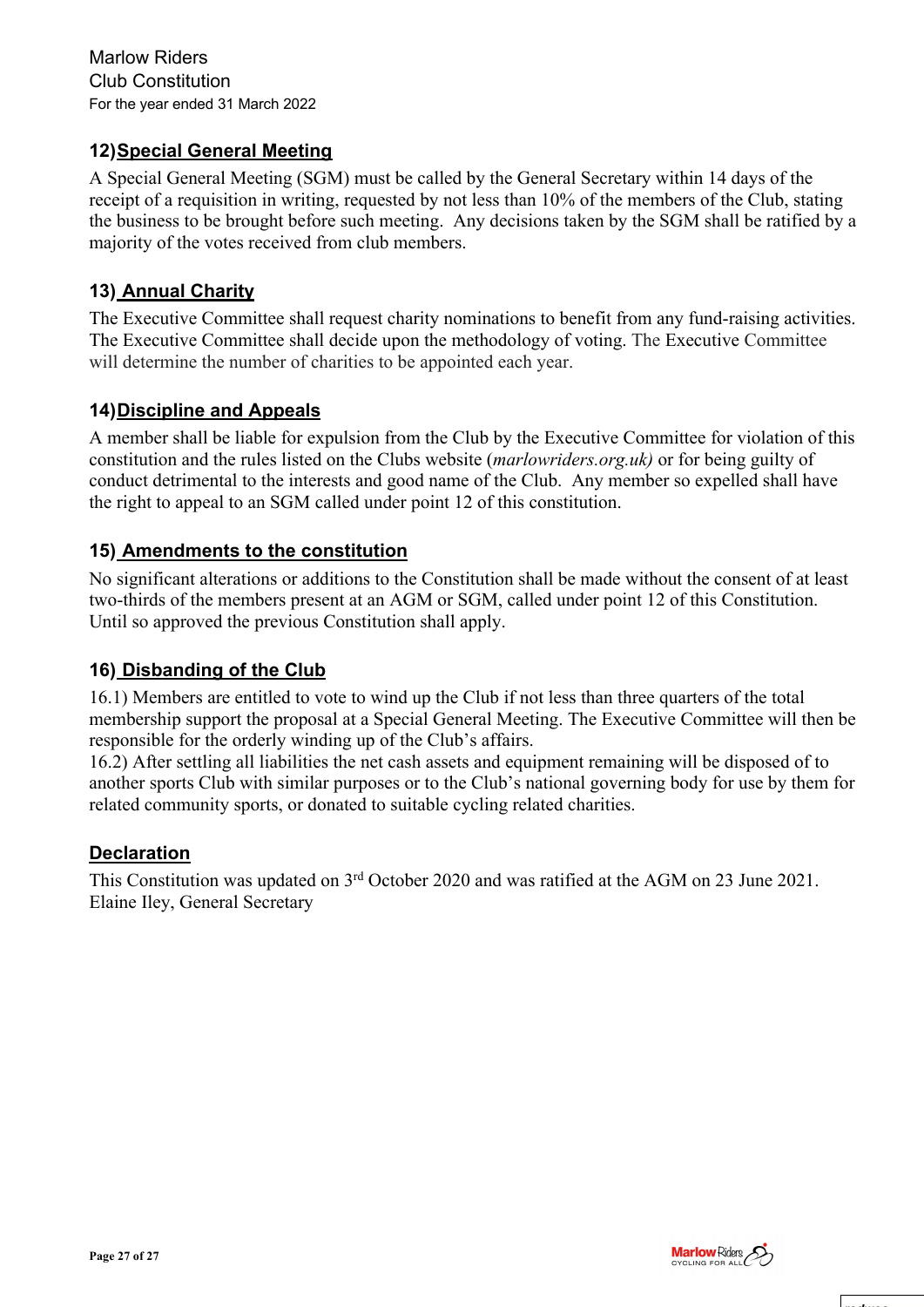## 12) Special General Meeting

A Special General Meeting (SGM) must be called by the General Secretary within 14 days of the receipt of a requisition in writing, requested by not less than 10% of the members of the Club, stating the business to be brought before such meeting. Any decisions taken by the SGM shall be ratified by a majority of the votes received from club members.

## 13) Annual Charity

The Executive Committee shall request charity nominations to benefit from any fund-raising activities. The Executive Committee shall decide upon the methodology of voting. The Executive Committee will determine the number of charities to be appointed each year.

## 14) Discipline and Appeals

A member shall be liable for expulsion from the Club by the Executive Committee for violation of this constitution and the rules listed on the Clubs website (*marlowriders.org.uk*) or for being guilty of conduct detrimental to the interests and good name of the Club. Any member so expelled shall have the right to appeal to an SGM called under point 12 of this constitution.

## 15) Amendments to the constitution

No significant alterations or additions to the Constitution shall be made without the consent of at least two-thirds of the members present at an AGM or SGM, called under point 12 of this Constitution. Until so approved the previous Constitution shall apply.

## 16) Disbanding of the Club

16.1) Members are entitled to vote to wind up the Club if not less than three quarters of the total membership support the proposal at a Special General Meeting. The Executive Committee will then be responsible for the orderly winding up of the Club's affairs.
16.2) After settling all liabilities the net cash assets and equipment remaining will be disposed of to another sports Club with similar purposes or to the Club's national governing body for use by them for related community sports, or donated to suitable cycling related charities.

## Declaration

This Constitution was updated on 3rd October 2020 and was ratified at the AGM on 23 June 2021.
Elaine Iley, General Secretary